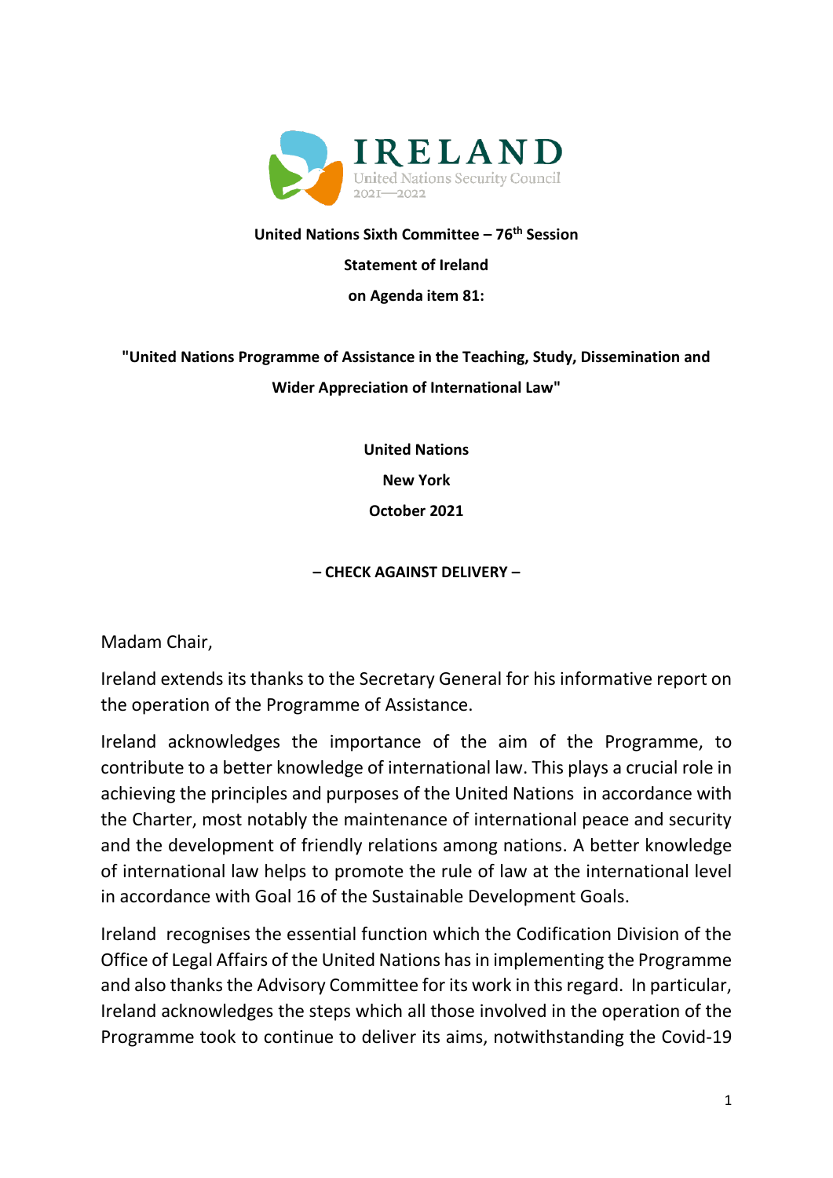IRELAND
United Nations Security Council
2021—2022

**United Nations Sixth Committee – 76th Session**

**Statement of Ireland**

**on Agenda item 81:**

**"United Nations Programme of Assistance in the Teaching, Study, Dissemination and Wider Appreciation of International Law"**

**United Nations**

**New York**

**October 2021**

**– CHECK AGAINST DELIVERY –**

Madam Chair,

Ireland extends its thanks to the Secretary General for his informative report on the operation of the Programme of Assistance.

Ireland acknowledges the importance of the aim of the Programme, to contribute to a better knowledge of international law. This plays a crucial role in achieving the principles and purposes of the United Nations in accordance with the Charter, most notably the maintenance of international peace and security and the development of friendly relations among nations. A better knowledge of international law helps to promote the rule of law at the international level in accordance with Goal 16 of the Sustainable Development Goals.

Ireland recognises the essential function which the Codification Division of the Office of Legal Affairs of the United Nations has in implementing the Programme and also thanks the Advisory Committee for its work in this regard. In particular, Ireland acknowledges the steps which all those involved in the operation of the Programme took to continue to deliver its aims, notwithstanding the Covid-19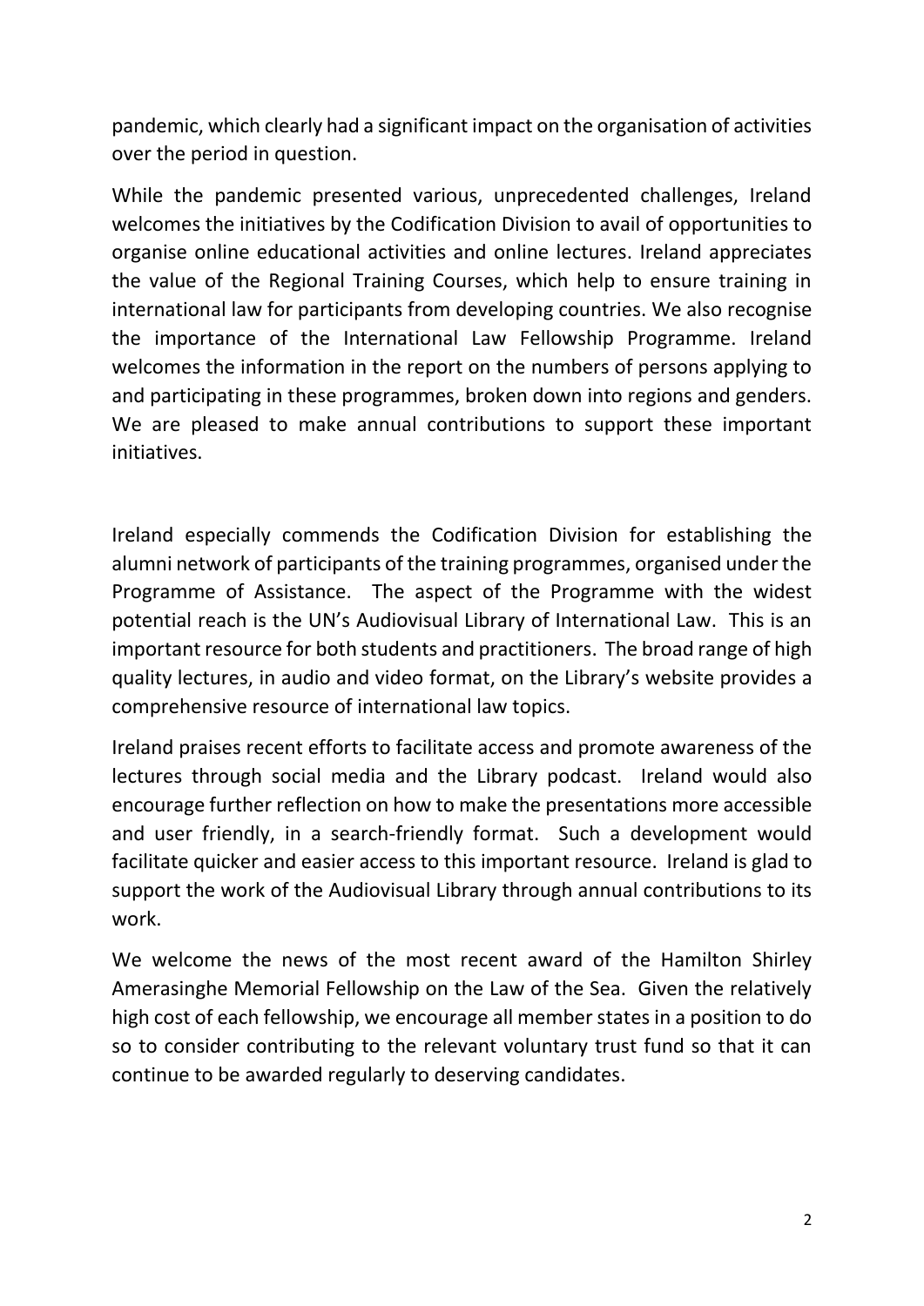pandemic, which clearly had a significant impact on the organisation of activities over the period in question.

While the pandemic presented various, unprecedented challenges, Ireland welcomes the initiatives by the Codification Division to avail of opportunities to organise online educational activities and online lectures. Ireland appreciates the value of the Regional Training Courses, which help to ensure training in international law for participants from developing countries. We also recognise the importance of the International Law Fellowship Programme. Ireland welcomes the information in the report on the numbers of persons applying to and participating in these programmes, broken down into regions and genders. We are pleased to make annual contributions to support these important initiatives.

Ireland especially commends the Codification Division for establishing the alumni network of participants of the training programmes, organised under the Programme of Assistance. The aspect of the Programme with the widest potential reach is the UN's Audiovisual Library of International Law. This is an important resource for both students and practitioners. The broad range of high quality lectures, in audio and video format, on the Library's website provides a comprehensive resource of international law topics.

Ireland praises recent efforts to facilitate access and promote awareness of the lectures through social media and the Library podcast. Ireland would also encourage further reflection on how to make the presentations more accessible and user friendly, in a search-friendly format. Such a development would facilitate quicker and easier access to this important resource. Ireland is glad to support the work of the Audiovisual Library through annual contributions to its work.

We welcome the news of the most recent award of the Hamilton Shirley Amerasinghe Memorial Fellowship on the Law of the Sea. Given the relatively high cost of each fellowship, we encourage all member states in a position to do so to consider contributing to the relevant voluntary trust fund so that it can continue to be awarded regularly to deserving candidates.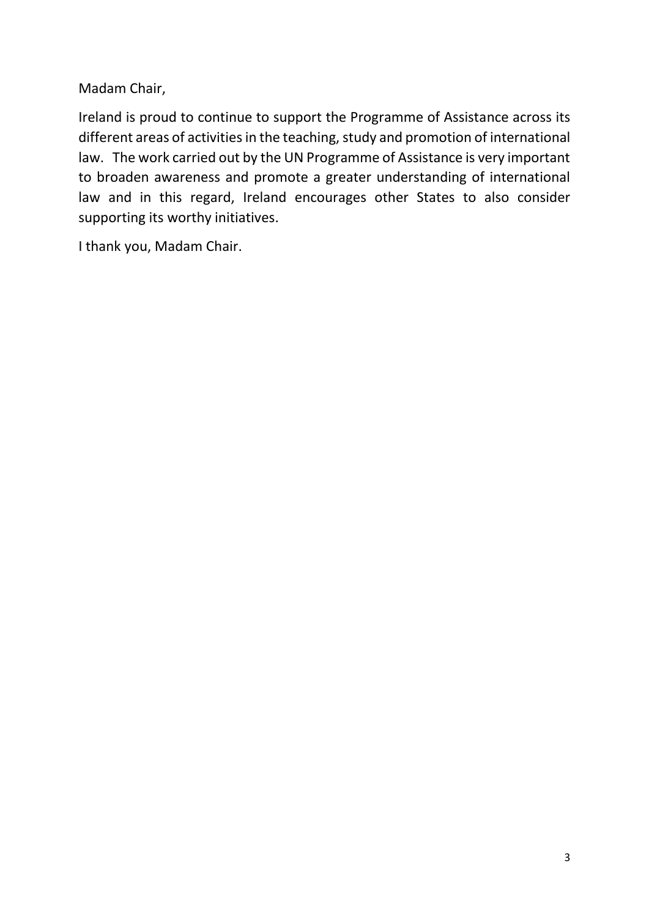Madam Chair,

Ireland is proud to continue to support the Programme of Assistance across its different areas of activities in the teaching, study and promotion of international law. The work carried out by the UN Programme of Assistance is very important to broaden awareness and promote a greater understanding of international law and in this regard, Ireland encourages other States to also consider supporting its worthy initiatives.

I thank you, Madam Chair.